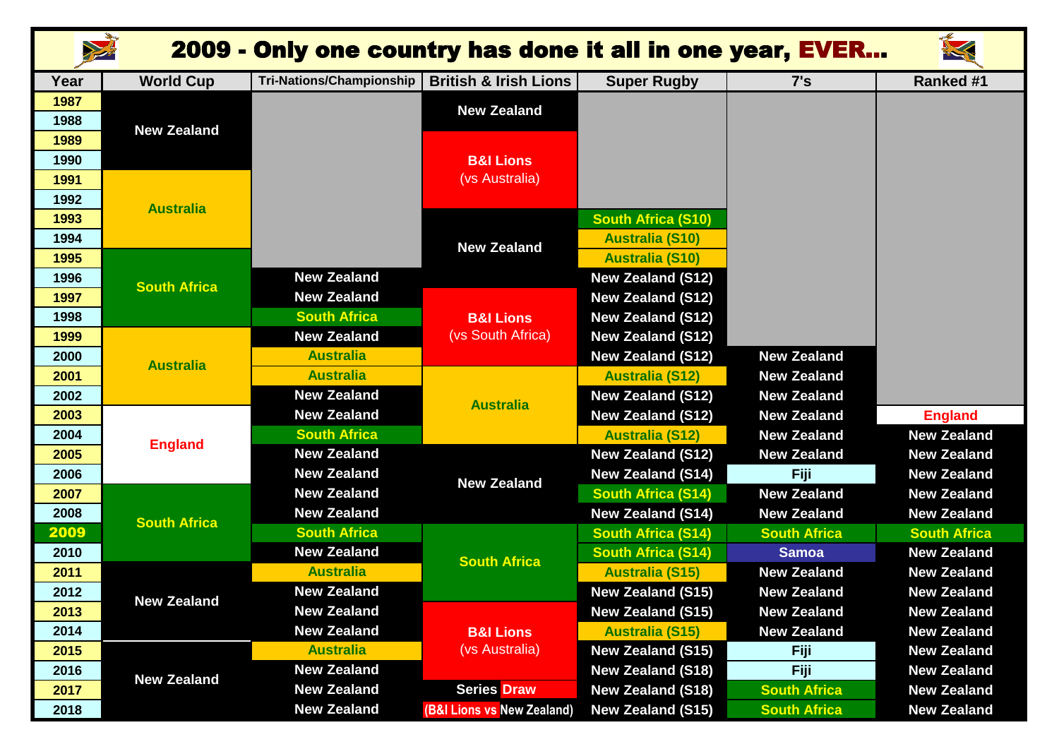# 2009 - Only one country has done it all in one year, EVER...

| Year | World Cup | Tri-Nations/Championship | British & Irish Lions | Super Rugby | 7's | Ranked #1 |
|---|---|---|---|---|---|---|
| 1987 | New Zealand | | New Zealand | | | |
| 1988 | New Zealand | | New Zealand | | | |
| 1989 | New Zealand | | B&I Lions (vs Australia) | | | |
| 1990 | New Zealand | | B&I Lions (vs Australia) | | | |
| 1991 | Australia | | B&I Lions (vs Australia) | | | |
| 1992 | Australia | | B&I Lions (vs Australia) | | | |
| 1993 | Australia | | New Zealand | South Africa (S10) | | |
| 1994 | Australia | | New Zealand | Australia (S10) | | |
| 1995 | South Africa | | New Zealand | Australia (S10) | | |
| 1996 | South Africa | New Zealand | New Zealand | New Zealand (S12) | | |
| 1997 | South Africa | New Zealand | B&I Lions (vs South Africa) | New Zealand (S12) | | |
| 1998 | South Africa | South Africa | B&I Lions (vs South Africa) | New Zealand (S12) | | |
| 1999 | Australia | New Zealand | B&I Lions (vs South Africa) | New Zealand (S12) | | |
| 2000 | Australia | Australia | B&I Lions (vs South Africa) | New Zealand (S12) | New Zealand | |
| 2001 | Australia | Australia | Australia | Australia (S12) | New Zealand | |
| 2002 | Australia | New Zealand | Australia | New Zealand (S12) | New Zealand | |
| 2003 | England | New Zealand | Australia | New Zealand (S12) | New Zealand | England |
| 2004 | England | South Africa | Australia | Australia (S12) | New Zealand | New Zealand |
| 2005 | England | New Zealand | New Zealand | New Zealand (S12) | New Zealand | New Zealand |
| 2006 | England | New Zealand | New Zealand | New Zealand (S14) | Fiji | New Zealand |
| 2007 | South Africa | New Zealand | New Zealand | South Africa (S14) | New Zealand | New Zealand |
| 2008 | South Africa | New Zealand | New Zealand | New Zealand (S14) | New Zealand | New Zealand |
| 2009 | South Africa | South Africa | South Africa | South Africa (S14) | South Africa | South Africa |
| 2010 | South Africa | New Zealand | South Africa | South Africa (S14) | Samoa | New Zealand |
| 2011 | New Zealand | Australia | South Africa | Australia (S15) | New Zealand | New Zealand |
| 2012 | New Zealand | New Zealand | South Africa | New Zealand (S15) | New Zealand | New Zealand |
| 2013 | New Zealand | New Zealand | B&I Lions (vs Australia) | New Zealand (S15) | New Zealand | New Zealand |
| 2014 | New Zealand | New Zealand | B&I Lions (vs Australia) | Australia (S15) | New Zealand | New Zealand |
| 2015 | New Zealand | Australia | B&I Lions (vs Australia) | New Zealand (S15) | Fiji | New Zealand |
| 2016 | New Zealand | New Zealand | B&I Lions (vs Australia) | New Zealand (S18) | Fiji | New Zealand |
| 2017 | New Zealand | New Zealand | Series Draw | New Zealand (S18) | South Africa | New Zealand |
| 2018 | New Zealand | New Zealand | (B&I Lions vs New Zealand) | New Zealand (S15) | South Africa | New Zealand |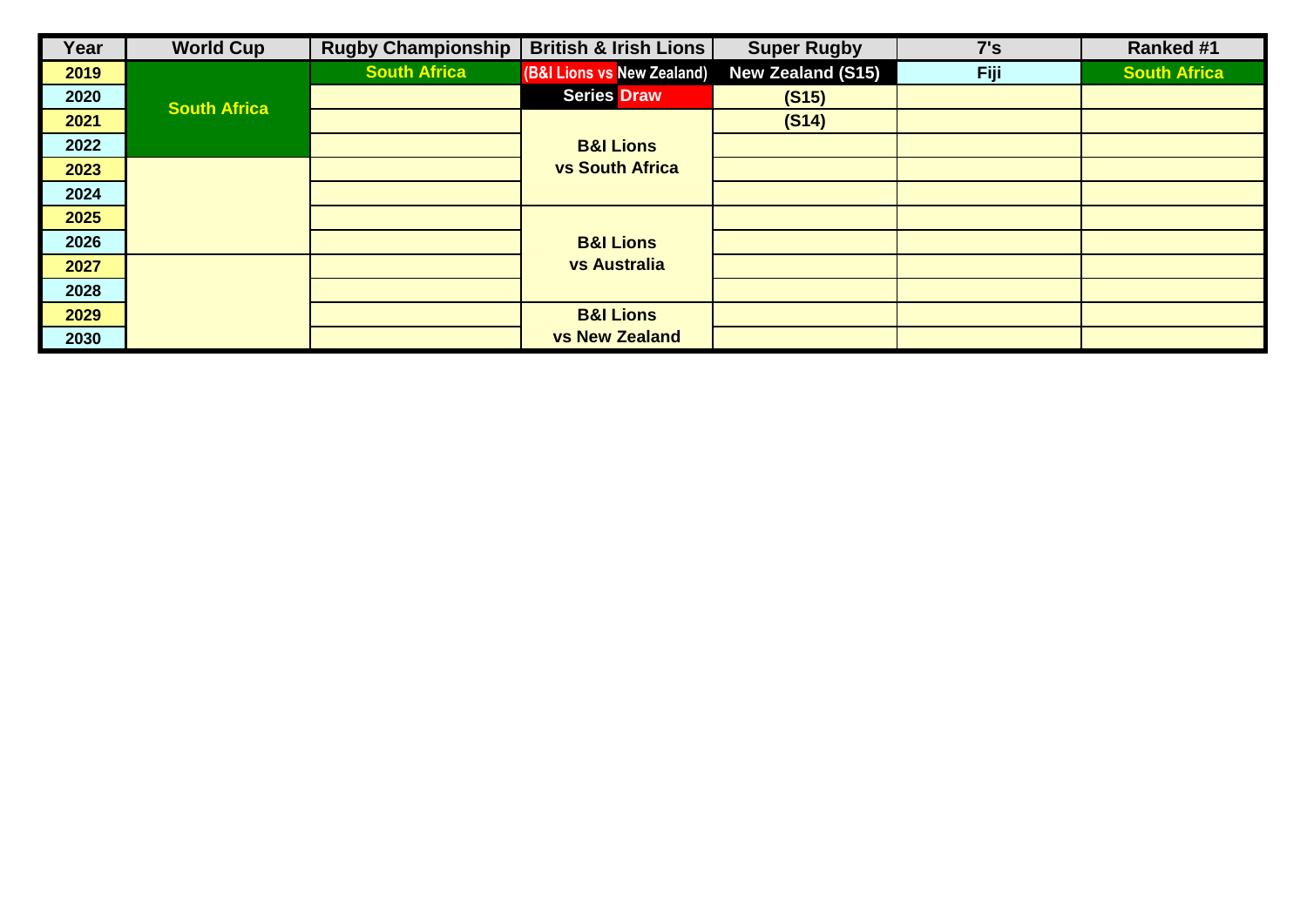| Year | World Cup | Rugby Championship | British & Irish Lions | Super Rugby | 7's | Ranked #1 |
|---|---|---|---|---|---|---|
| 2019 | South Africa | South Africa | (B&I Lions vs New Zealand) | New Zealand (S15) | Fiji | South Africa |
| 2020 | | | Series Draw | (S15) | | |
| 2021 | | | B&I Lions vs South Africa | (S14) | | |
| 2022 | | | | | | |
| 2023 | | | | | | |
| 2024 | | | | | | |
| 2025 | | | B&I Lions vs Australia | | | |
| 2026 | | | | | | |
| 2027 | | | | | | |
| 2028 | | | | | | |
| 2029 | | | B&I Lions vs New Zealand | | | |
| 2030 | | | | | | |